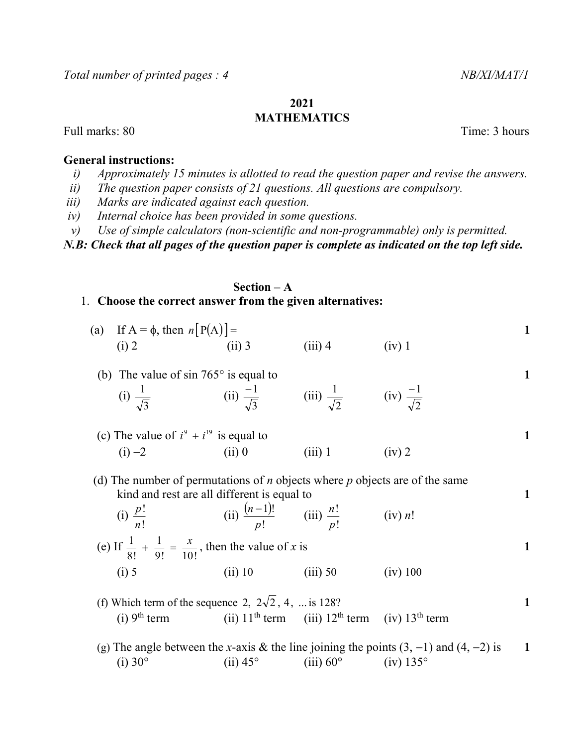*Total number of printed pages : 4* *NB/XI/MAT/1*

**2021**

**MATHEMATICS**

Full marks: 80 Time: 3 hours

**General instructions:**

i) *Approximately 15 minutes is allotted to read the question paper and revise the answers.*
ii) *The question paper consists of 21 questions. All questions are compulsory.*
iii) *Marks are indicated against each question.*
iv) *Internal choice has been provided in some questions.*
v) *Use of simple calculators (non-scientific and non-programmable) only is permitted.*

***N.B: Check that all pages of the question paper is complete as indicated on the top left side.***

## Section – A

1. **Choose the correct answer from the given alternatives:**

(a) If A = $\phi$, then $n\left[\mathrm{P}(\mathrm{A})\right] =$ **1**

(i) 2 (ii) 3 (iii) 4 (iv) 1

(b) The value of sin 765° is equal to **1**

(i) $\frac{1}{\sqrt{3}}$ (ii) $\frac{-1}{\sqrt{3}}$ (iii) $\frac{1}{\sqrt{2}}$ (iv) $\frac{-1}{\sqrt{2}}$

(c) The value of $i^9 + i^{19}$ is equal to **1**

(i) $-2$ (ii) 0 (iii) 1 (iv) 2

(d) The number of permutations of *n* objects where *p* objects are of the same kind and rest are all different is equal to **1**

(i) $\frac{p!}{n!}$ (ii) $\frac{(n-1)!}{p!}$ (iii) $\frac{n!}{p!}$ (iv) $n!$

(e) If $\frac{1}{8!} + \frac{1}{9!} = \frac{x}{10!}$, then the value of $x$ is **1**

(i) 5 (ii) 10 (iii) 50 (iv) 100

(f) Which term of the sequence $2,\ 2\sqrt{2},\ 4,\ \ldots$ is 128? **1**

(i) 9th term (ii) 11th term (iii) 12th term (iv) 13th term

(g) The angle between the *x*-axis & the line joining the points (3, −1) and (4, −2) is **1**

(i) 30° (ii) 45° (iii) 60° (iv) 135°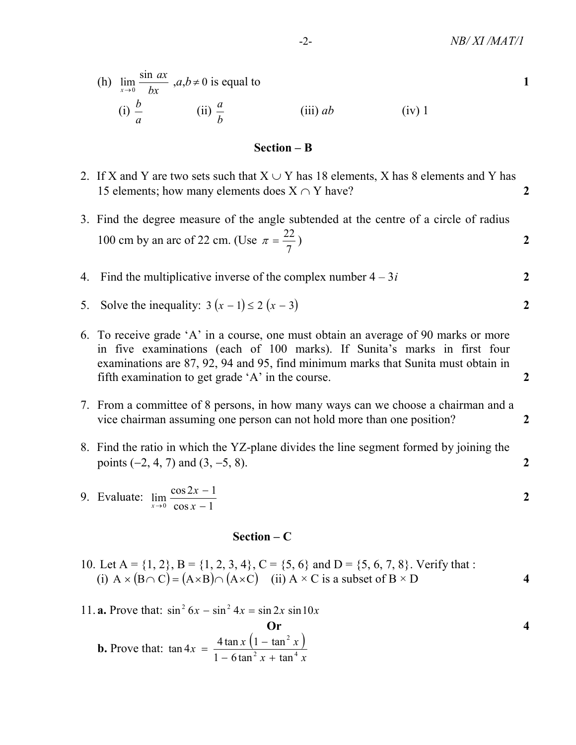(h) $\lim_{x \to 0} \frac{\sin ax}{bx}$, $a, b \neq 0$ is equal to **1**

(i) $\frac{b}{a}$ (ii) $\frac{a}{b}$ (iii) $ab$ (iv) 1

## Section – B

2. If X and Y are two sets such that $X \cup Y$ has 18 elements, X has 8 elements and Y has 15 elements; how many elements does $X \cap Y$ have? **2**

3. Find the degree measure of the angle subtended at the centre of a circle of radius 100 cm by an arc of 22 cm. (Use $\pi = \frac{22}{7}$) **2**

4. Find the multiplicative inverse of the complex number $4 - 3i$ **2**

5. Solve the inequality: $3(x - 1) \leq 2(x - 3)$ **2**

6. To receive grade 'A' in a course, one must obtain an average of 90 marks or more in five examinations (each of 100 marks). If Sunita's marks in first four examinations are 87, 92, 94 and 95, find minimum marks that Sunita must obtain in fifth examination to get grade 'A' in the course. **2**

7. From a committee of 8 persons, in how many ways can we choose a chairman and a vice chairman assuming one person can not hold more than one position? **2**

8. Find the ratio in which the YZ-plane divides the line segment formed by joining the points (–2, 4, 7) and (3, –5, 8). **2**

9. Evaluate: $\lim_{x \to 0} \frac{\cos 2x - 1}{\cos x - 1}$ **2**

## Section – C

10. Let A = {1, 2}, B = {1, 2, 3, 4}, C = {5, 6} and D = {5, 6, 7, 8}. Verify that :
(i) $A \times (B \cap C) = (A \times B) \cap (A \times C)$ (ii) $A \times C$ is a subset of $B \times D$ **4**

11. **a.** Prove that: $\sin^2 6x - \sin^2 4x = \sin 2x \sin 10x$

**Or** **4**

**b.** Prove that: $\tan 4x = \frac{4 \tan x \left(1 - \tan^2 x\right)}{1 - 6 \tan^2 x + \tan^4 x}$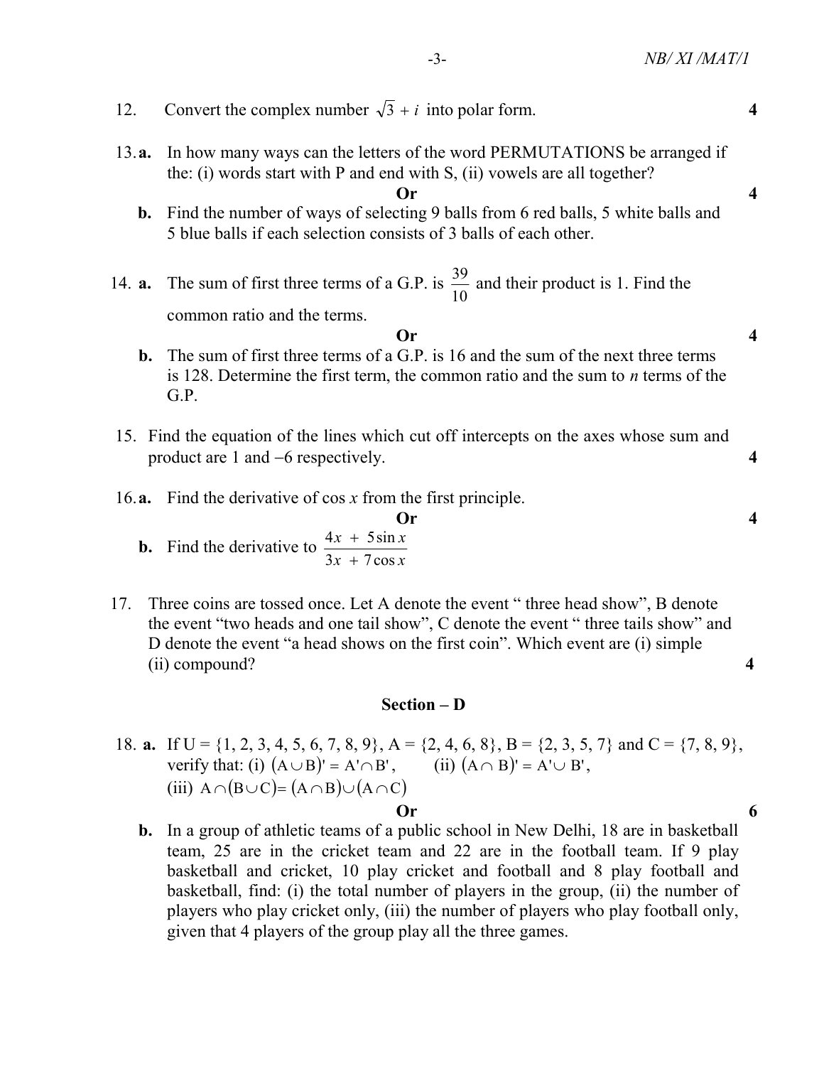12. Convert the complex number $\sqrt{3} + i$ into polar form. **4**

13. **a.** In how many ways can the letters of the word PERMUTATIONS be arranged if the: (i) words start with P and end with S, (ii) vowels are all together?

**Or** **4**

**b.** Find the number of ways of selecting 9 balls from 6 red balls, 5 white balls and 5 blue balls if each selection consists of 3 balls of each other.

14. **a.** The sum of first three terms of a G.P. is $\frac{39}{10}$ and their product is 1. Find the common ratio and the terms.

**Or** **4**

**b.** The sum of first three terms of a G.P. is 16 and the sum of the next three terms is 128. Determine the first term, the common ratio and the sum to $n$ terms of the G.P.

15. Find the equation of the lines which cut off intercepts on the axes whose sum and product are 1 and $-6$ respectively. **4**

16. **a.** Find the derivative of $\cos x$ from the first principle.

**Or** **4**

**b.** Find the derivative to $\frac{4x + 5\sin x}{3x + 7\cos x}$

17. Three coins are tossed once. Let A denote the event " three head show", B denote the event "two heads and one tail show", C denote the event " three tails show" and D denote the event "a head shows on the first coin". Which event are (i) simple (ii) compound? **4**

## Section – D

18. **a.** If U = {1, 2, 3, 4, 5, 6, 7, 8, 9}, A = {2, 4, 6, 8}, B = {2, 3, 5, 7} and C = {7, 8, 9}, verify that: (i) $(A \cup B)' = A' \cap B'$, (ii) $(A \cap B)' = A' \cup B'$, (iii) $A \cap (B \cup C) = (A \cap B) \cup (A \cap C)$

**Or** **6**

**b.** In a group of athletic teams of a public school in New Delhi, 18 are in basketball team, 25 are in the cricket team and 22 are in the football team. If 9 play basketball and cricket, 10 play cricket and football and 8 play football and basketball, find: (i) the total number of players in the group, (ii) the number of players who play cricket only, (iii) the number of players who play football only, given that 4 players of the group play all the three games.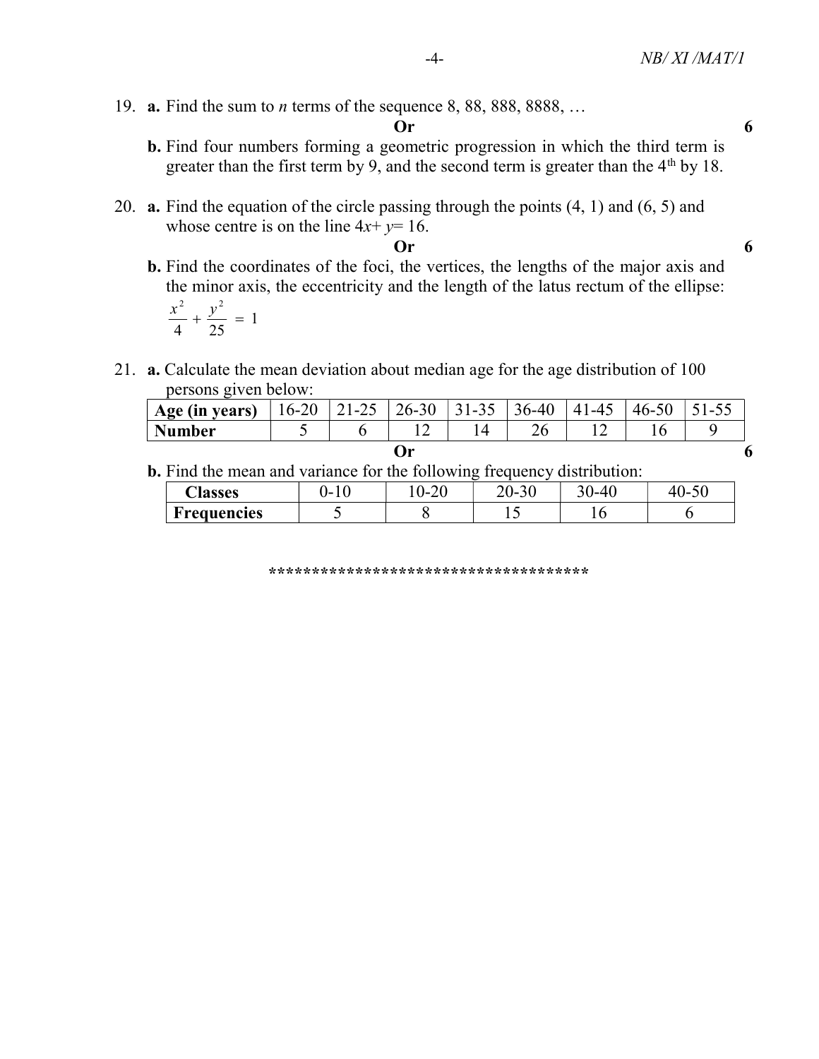19. **a.** Find the sum to *n* terms of the sequence 8, 88, 888, 8888, …

**Or** **6**

**b.** Find four numbers forming a geometric progression in which the third term is greater than the first term by 9, and the second term is greater than the 4[th] by 18.

20. **a.** Find the equation of the circle passing through the points (4, 1) and (6, 5) and whose centre is on the line $4x + y = 16$.

**Or** **6**

**b.** Find the coordinates of the foci, the vertices, the lengths of the major axis and the minor axis, the eccentricity and the length of the latus rectum of the ellipse:

$$\frac{x^2}{4} + \frac{y^2}{25} = 1$$

21. **a.** Calculate the mean deviation about median age for the age distribution of 100 persons given below:

| **Age (in years)** | 16-20 | 21-25 | 26-30 | 31-35 | 36-40 | 41-45 | 46-50 | 51-55 |
|---|---|---|---|---|---|---|---|---|
| **Number** | 5 | 6 | 12 | 14 | 26 | 12 | 16 | 9 |

**Or** **6**

**b.** Find the mean and variance for the following frequency distribution:

| **Classes** | 0-10 | 10-20 | 20-30 | 30-40 | 40-50 |
|---|---|---|---|---|---|
| **Frequencies** | 5 | 8 | 15 | 16 | 6 |

*************************************